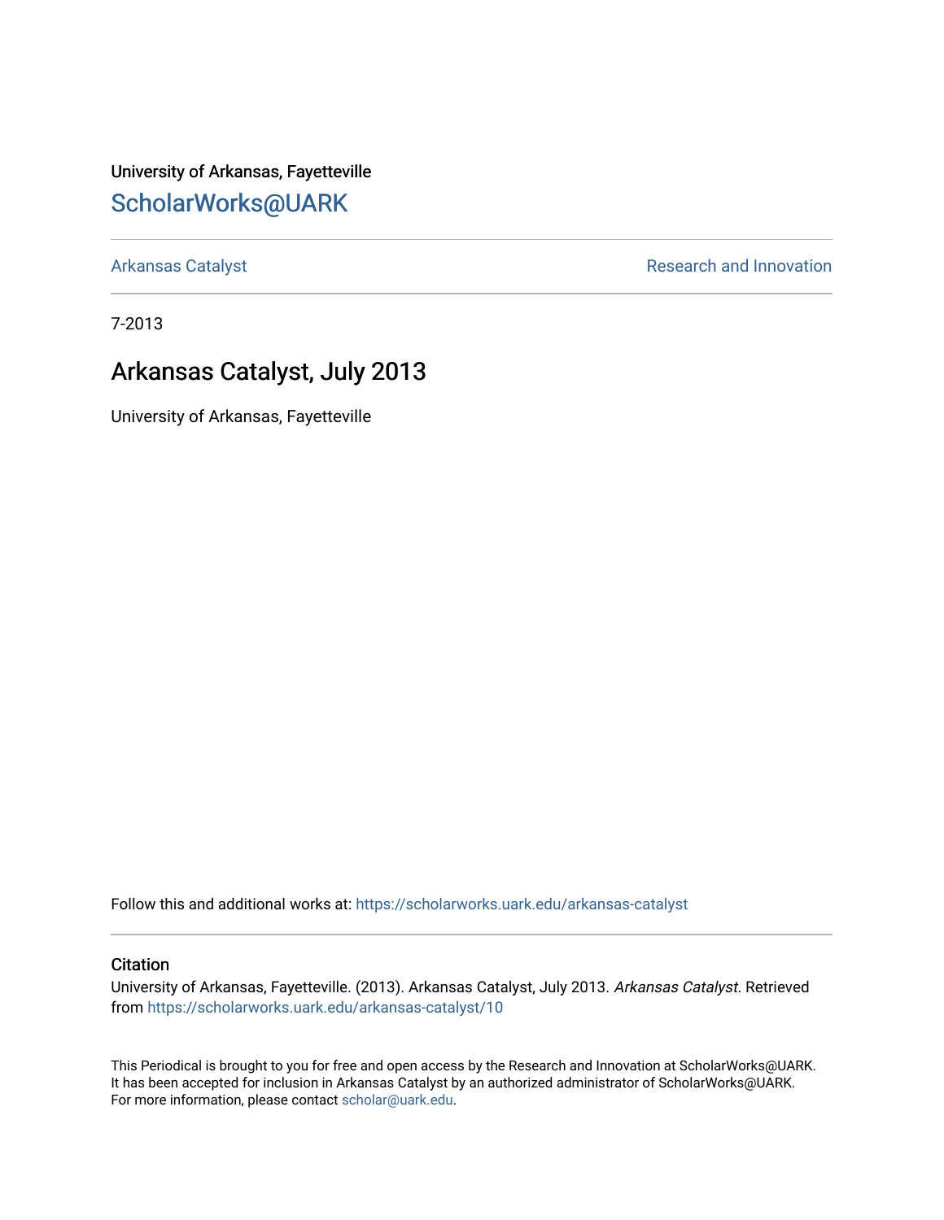University of Arkansas, Fayetteville

## ScholarWorks@UARK

Arkansas Catalyst | Research and Innovation

7-2013

# Arkansas Catalyst, July 2013

University of Arkansas, Fayetteville

Follow this and additional works at: https://scholarworks.uark.edu/arkansas-catalyst

### Citation

University of Arkansas, Fayetteville. (2013). Arkansas Catalyst, July 2013. *Arkansas Catalyst*. Retrieved from https://scholarworks.uark.edu/arkansas-catalyst/10

This Periodical is brought to you for free and open access by the Research and Innovation at ScholarWorks@UARK. It has been accepted for inclusion in Arkansas Catalyst by an authorized administrator of ScholarWorks@UARK. For more information, please contact scholar@uark.edu.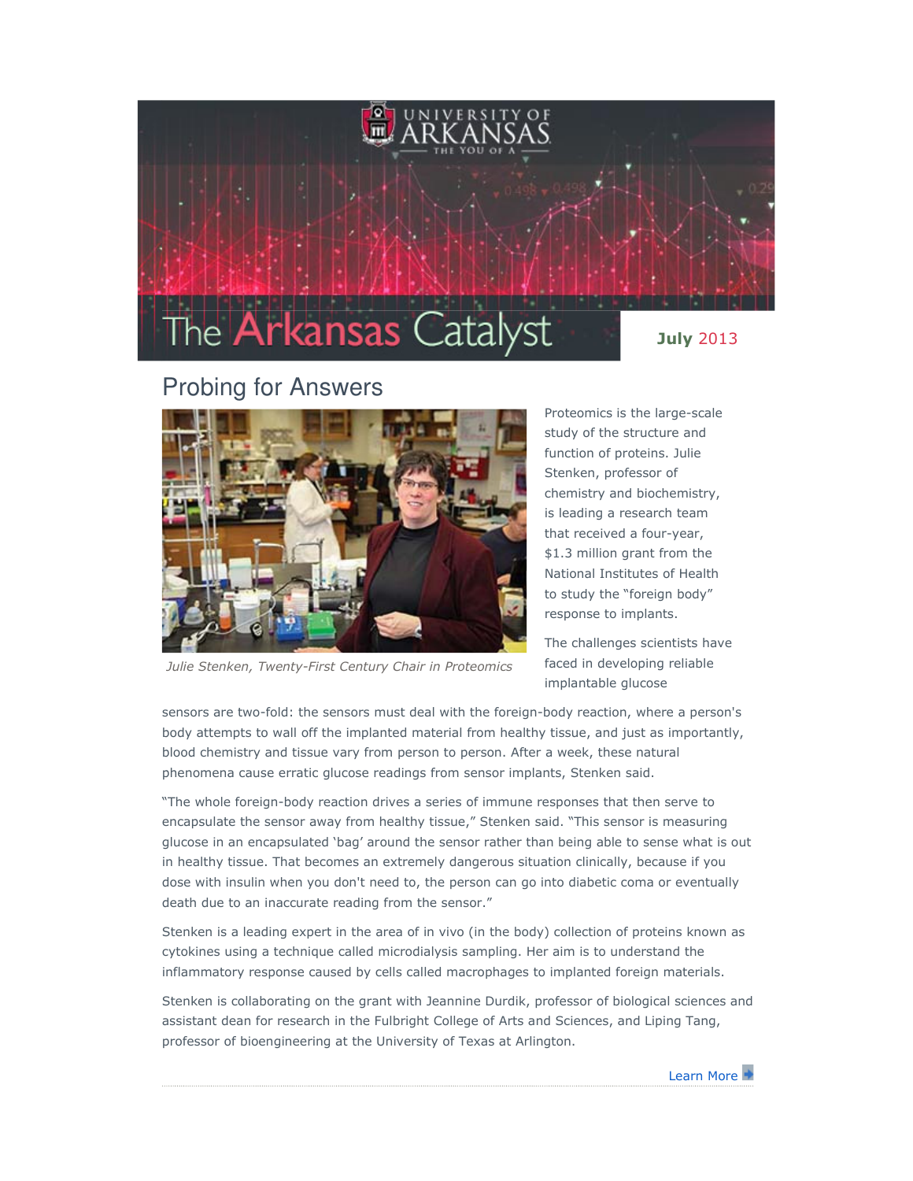# The Arkansas Catalyst

**July** 2013

## Probing for Answers

*Julie Stenken, Twenty-First Century Chair in Proteomics*

Proteomics is the large-scale study of the structure and function of proteins. Julie Stenken, professor of chemistry and biochemistry, is leading a research team that received a four-year, $1.3 million grant from the National Institutes of Health to study the "foreign body" response to implants.

The challenges scientists have faced in developing reliable implantable glucose sensors are two-fold: the sensors must deal with the foreign-body reaction, where a person's body attempts to wall off the implanted material from healthy tissue, and just as importantly, blood chemistry and tissue vary from person to person. After a week, these natural phenomena cause erratic glucose readings from sensor implants, Stenken said.

"The whole foreign-body reaction drives a series of immune responses that then serve to encapsulate the sensor away from healthy tissue," Stenken said. "This sensor is measuring glucose in an encapsulated 'bag' around the sensor rather than being able to sense what is out in healthy tissue. That becomes an extremely dangerous situation clinically, because if you dose with insulin when you don't need to, the person can go into diabetic coma or eventually death due to an inaccurate reading from the sensor."

Stenken is a leading expert in the area of in vivo (in the body) collection of proteins known as cytokines using a technique called microdialysis sampling. Her aim is to understand the inflammatory response caused by cells called macrophages to implanted foreign materials.

Stenken is collaborating on the grant with Jeannine Durdik, professor of biological sciences and assistant dean for research in the Fulbright College of Arts and Sciences, and Liping Tang, professor of bioengineering at the University of Texas at Arlington.

Learn More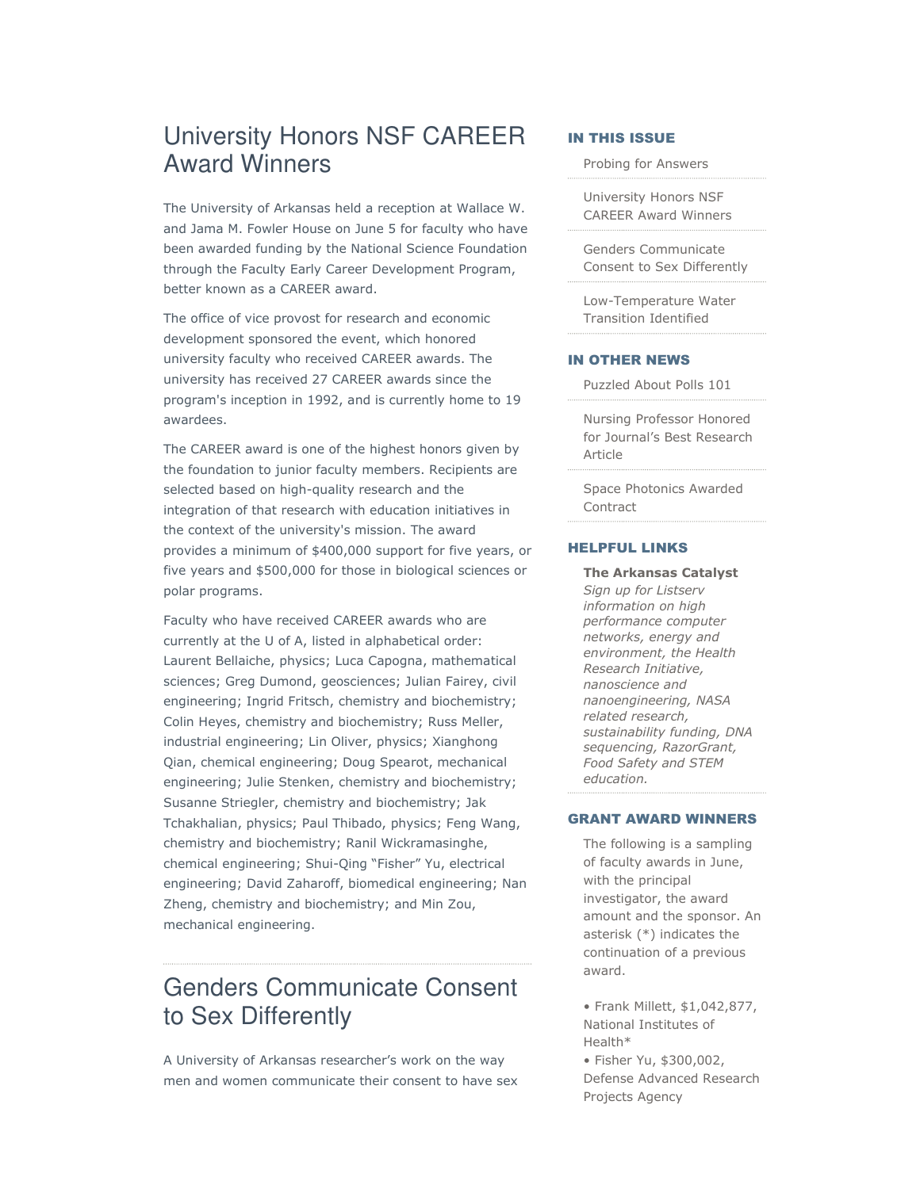# University Honors NSF CAREER Award Winners

The University of Arkansas held a reception at Wallace W. and Jama M. Fowler House on June 5 for faculty who have been awarded funding by the National Science Foundation through the Faculty Early Career Development Program, better known as a CAREER award.

The office of vice provost for research and economic development sponsored the event, which honored university faculty who received CAREER awards. The university has received 27 CAREER awards since the program's inception in 1992, and is currently home to 19 awardees.

The CAREER award is one of the highest honors given by the foundation to junior faculty members. Recipients are selected based on high-quality research and the integration of that research with education initiatives in the context of the university's mission. The award provides a minimum of $400,000 support for five years, or five years and $500,000 for those in biological sciences or polar programs.

Faculty who have received CAREER awards who are currently at the U of A, listed in alphabetical order: Laurent Bellaiche, physics; Luca Capogna, mathematical sciences; Greg Dumond, geosciences; Julian Fairey, civil engineering; Ingrid Fritsch, chemistry and biochemistry; Colin Heyes, chemistry and biochemistry; Russ Meller, industrial engineering; Lin Oliver, physics; Xianghong Qian, chemical engineering; Doug Spearot, mechanical engineering; Julie Stenken, chemistry and biochemistry; Susanne Striegler, chemistry and biochemistry; Jak Tchakhalian, physics; Paul Thibado, physics; Feng Wang, chemistry and biochemistry; Ranil Wickramasinghe, chemical engineering; Shui-Qing "Fisher" Yu, electrical engineering; David Zaharoff, biomedical engineering; Nan Zheng, chemistry and biochemistry; and Min Zou, mechanical engineering.

# Genders Communicate Consent to Sex Differently

A University of Arkansas researcher's work on the way men and women communicate their consent to have sex

## IN THIS ISSUE

- Probing for Answers
- University Honors NSF CAREER Award Winners
- Genders Communicate Consent to Sex Differently
- Low-Temperature Water Transition Identified

## IN OTHER NEWS

- Puzzled About Polls 101
- Nursing Professor Honored for Journal's Best Research Article
- Space Photonics Awarded Contract

## HELPFUL LINKS

**The Arkansas Catalyst**
*Sign up for Listserv information on high performance computer networks, energy and environment, the Health Research Initiative, nanoscience and nanoengineering, NASA related research, sustainability funding, DNA sequencing, RazorGrant, Food Safety and STEM education.*

## GRANT AWARD WINNERS

The following is a sampling of faculty awards in June, with the principal investigator, the award amount and the sponsor. An asterisk (*) indicates the continuation of a previous award.

- Frank Millett, $1,042,877, National Institutes of Health*
- Fisher Yu, $300,002, Defense Advanced Research Projects Agency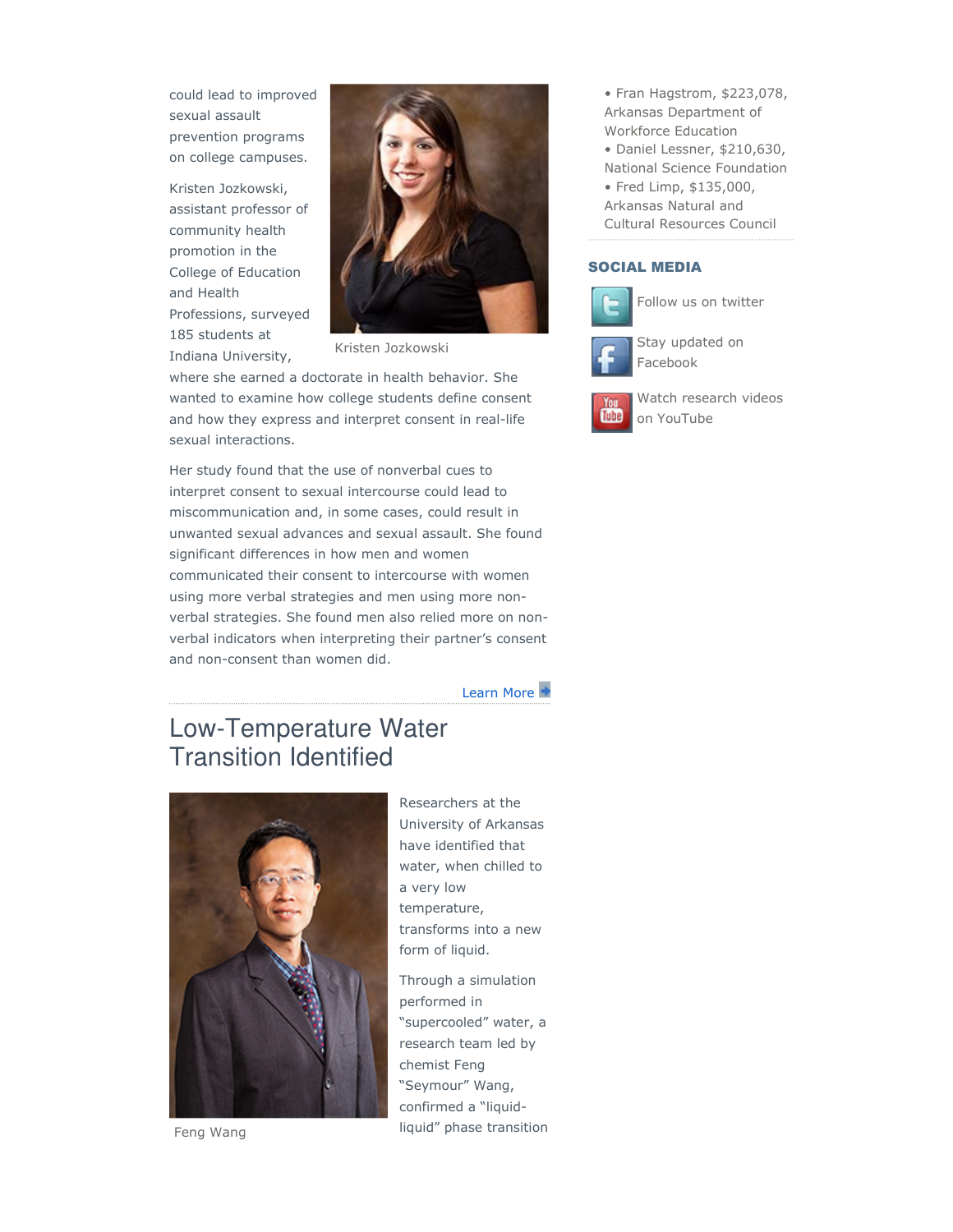could lead to improved sexual assault prevention programs on college campuses.

Kristen Jozkowski, assistant professor of community health promotion in the College of Education and Health Professions, surveyed 185 students at Indiana University, where she earned a doctorate in health behavior. She wanted to examine how college students define consent and how they express and interpret consent in real-life sexual interactions.

Kristen Jozkowski

Her study found that the use of nonverbal cues to interpret consent to sexual intercourse could lead to miscommunication and, in some cases, could result in unwanted sexual advances and sexual assault. She found significant differences in how men and women communicated their consent to intercourse with women using more verbal strategies and men using more non-verbal strategies. She found men also relied more on non-verbal indicators when interpreting their partner's consent and non-consent than women did.

Learn More

## Low-Temperature Water Transition Identified

Researchers at the University of Arkansas have identified that water, when chilled to a very low temperature, transforms into a new form of liquid.

Through a simulation performed in "supercooled" water, a research team led by chemist Feng "Seymour" Wang, confirmed a "liquid-liquid" phase transition

Feng Wang

- Fran Hagstrom, $223,078, Arkansas Department of Workforce Education
- Daniel Lessner, $210,630, National Science Foundation
- Fred Limp, $135,000, Arkansas Natural and Cultural Resources Council

### SOCIAL MEDIA

Follow us on twitter

Stay updated on Facebook

Watch research videos on YouTube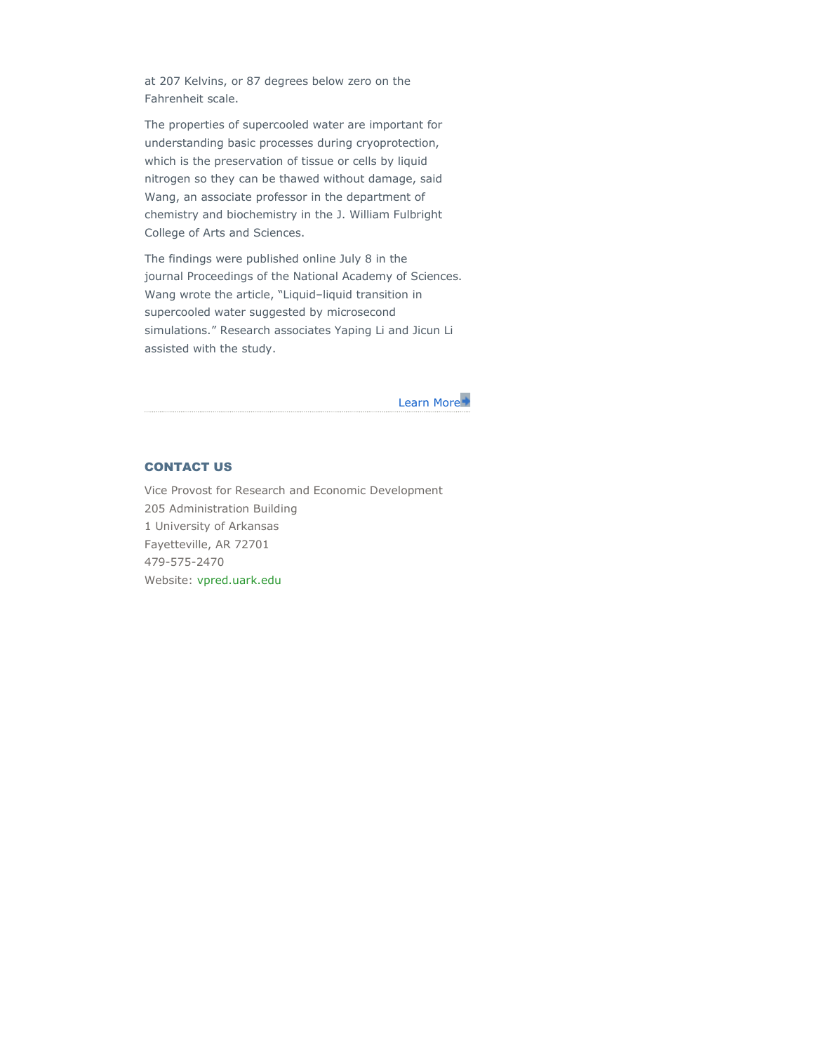at 207 Kelvins, or 87 degrees below zero on the Fahrenheit scale.

The properties of supercooled water are important for understanding basic processes during cryoprotection, which is the preservation of tissue or cells by liquid nitrogen so they can be thawed without damage, said Wang, an associate professor in the department of chemistry and biochemistry in the J. William Fulbright College of Arts and Sciences.

The findings were published online July 8 in the journal Proceedings of the National Academy of Sciences. Wang wrote the article, "Liquid–liquid transition in supercooled water suggested by microsecond simulations." Research associates Yaping Li and Jicun Li assisted with the study.

Learn More

## CONTACT US

Vice Provost for Research and Economic Development
205 Administration Building
1 University of Arkansas
Fayetteville, AR 72701
479-575-2470
Website: vpred.uark.edu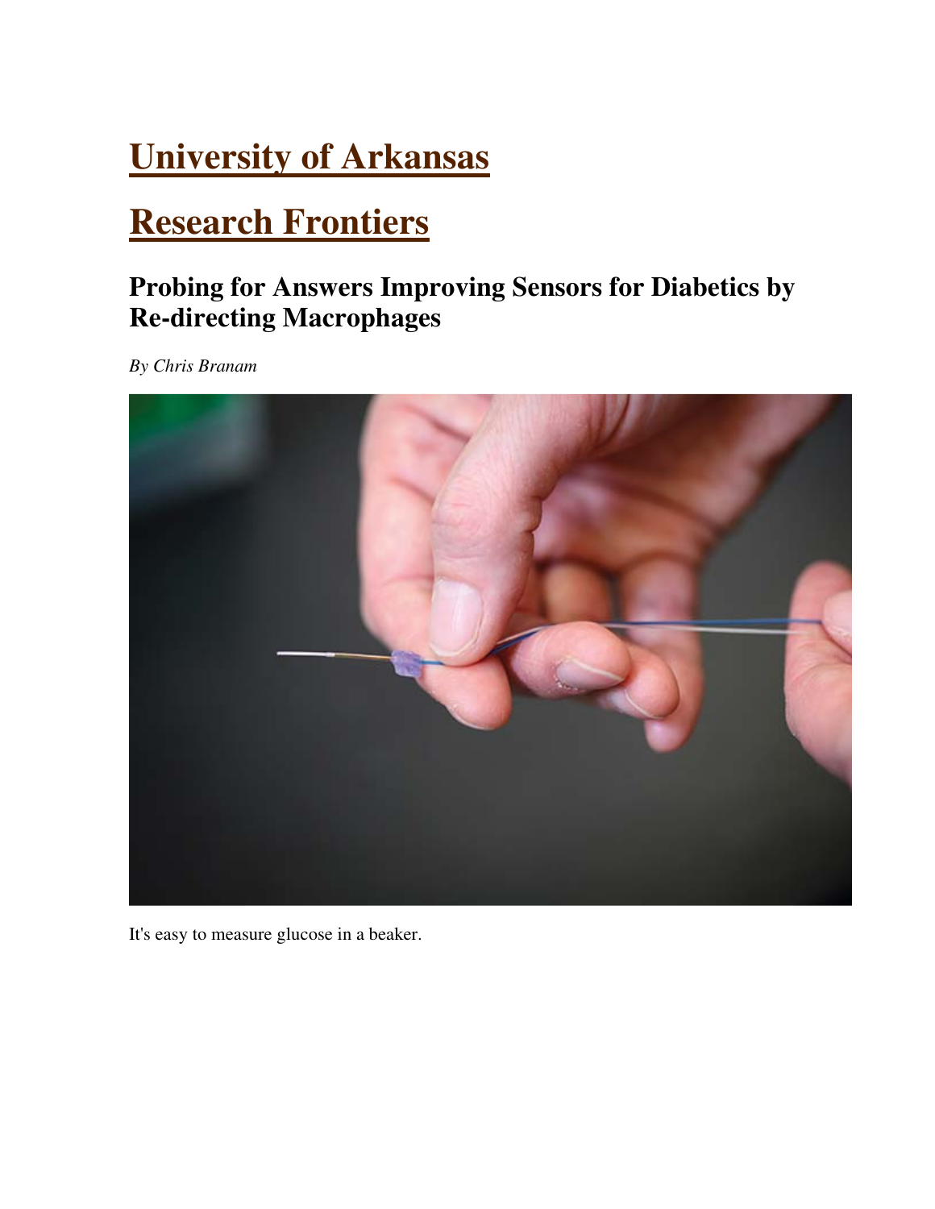# University of Arkansas

# Research Frontiers

## Probing for Answers Improving Sensors for Diabetics by Re-directing Macrophages

*By Chris Branam*

It's easy to measure glucose in a beaker.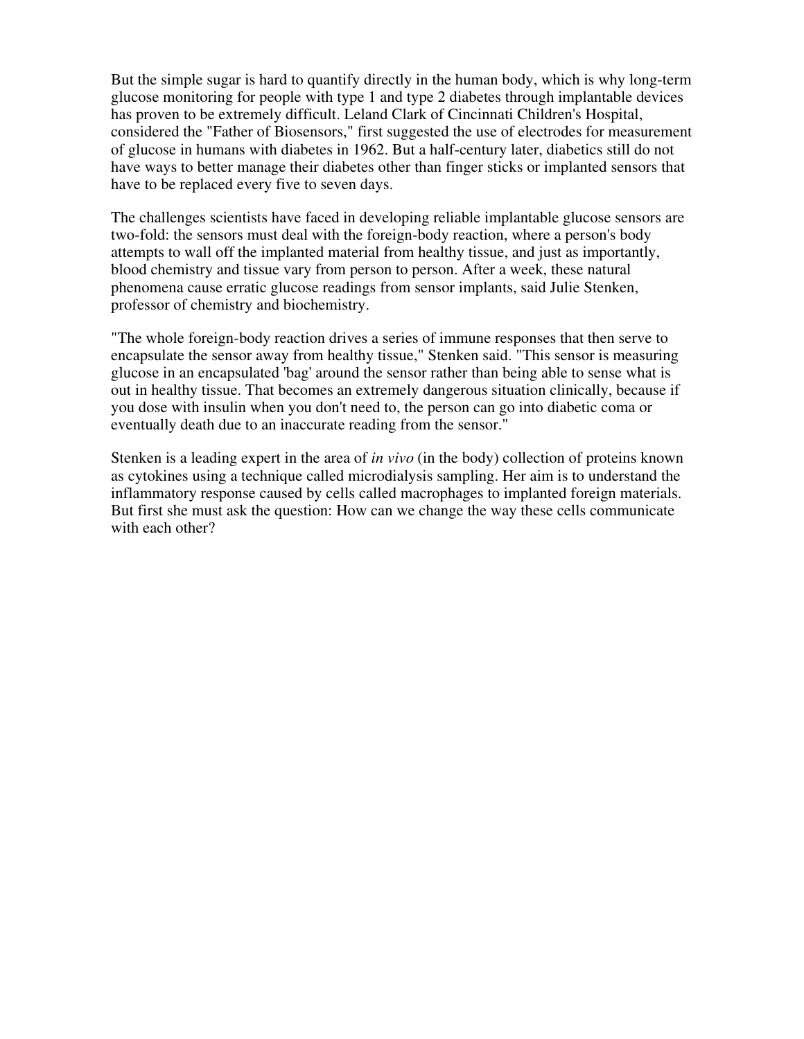But the simple sugar is hard to quantify directly in the human body, which is why long-term glucose monitoring for people with type 1 and type 2 diabetes through implantable devices has proven to be extremely difficult. Leland Clark of Cincinnati Children's Hospital, considered the "Father of Biosensors," first suggested the use of electrodes for measurement of glucose in humans with diabetes in 1962. But a half-century later, diabetics still do not have ways to better manage their diabetes other than finger sticks or implanted sensors that have to be replaced every five to seven days.

The challenges scientists have faced in developing reliable implantable glucose sensors are two-fold: the sensors must deal with the foreign-body reaction, where a person's body attempts to wall off the implanted material from healthy tissue, and just as importantly, blood chemistry and tissue vary from person to person. After a week, these natural phenomena cause erratic glucose readings from sensor implants, said Julie Stenken, professor of chemistry and biochemistry.

"The whole foreign-body reaction drives a series of immune responses that then serve to encapsulate the sensor away from healthy tissue," Stenken said. "This sensor is measuring glucose in an encapsulated 'bag' around the sensor rather than being able to sense what is out in healthy tissue. That becomes an extremely dangerous situation clinically, because if you dose with insulin when you don't need to, the person can go into diabetic coma or eventually death due to an inaccurate reading from the sensor."

Stenken is a leading expert in the area of *in vivo* (in the body) collection of proteins known as cytokines using a technique called microdialysis sampling. Her aim is to understand the inflammatory response caused by cells called macrophages to implanted foreign materials. But first she must ask the question: How can we change the way these cells communicate with each other?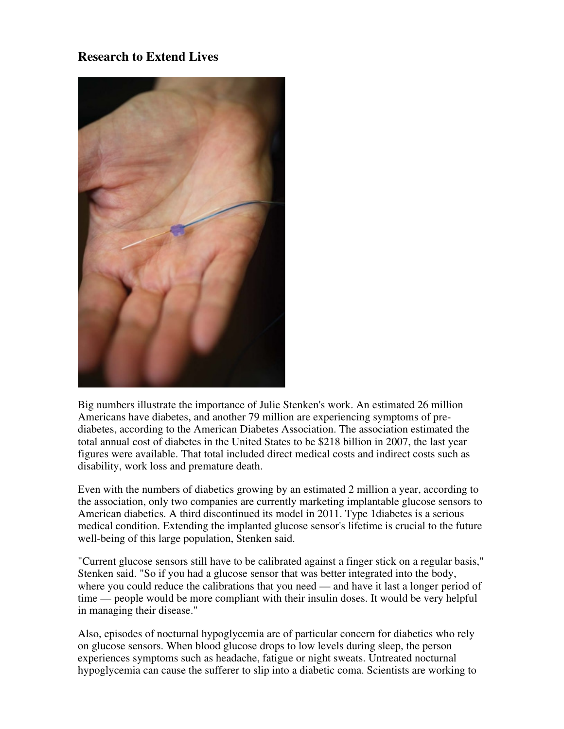## Research to Extend Lives

Big numbers illustrate the importance of Julie Stenken's work. An estimated 26 million Americans have diabetes, and another 79 million are experiencing symptoms of pre-diabetes, according to the American Diabetes Association. The association estimated the total annual cost of diabetes in the United States to be $218 billion in 2007, the last year figures were available. That total included direct medical costs and indirect costs such as disability, work loss and premature death.

Even with the numbers of diabetics growing by an estimated 2 million a year, according to the association, only two companies are currently marketing implantable glucose sensors to American diabetics. A third discontinued its model in 2011. Type 1diabetes is a serious medical condition. Extending the implanted glucose sensor's lifetime is crucial to the future well-being of this large population, Stenken said.

"Current glucose sensors still have to be calibrated against a finger stick on a regular basis," Stenken said. "So if you had a glucose sensor that was better integrated into the body, where you could reduce the calibrations that you need — and have it last a longer period of time — people would be more compliant with their insulin doses. It would be very helpful in managing their disease."

Also, episodes of nocturnal hypoglycemia are of particular concern for diabetics who rely on glucose sensors. When blood glucose drops to low levels during sleep, the person experiences symptoms such as headache, fatigue or night sweats. Untreated nocturnal hypoglycemia can cause the sufferer to slip into a diabetic coma. Scientists are working to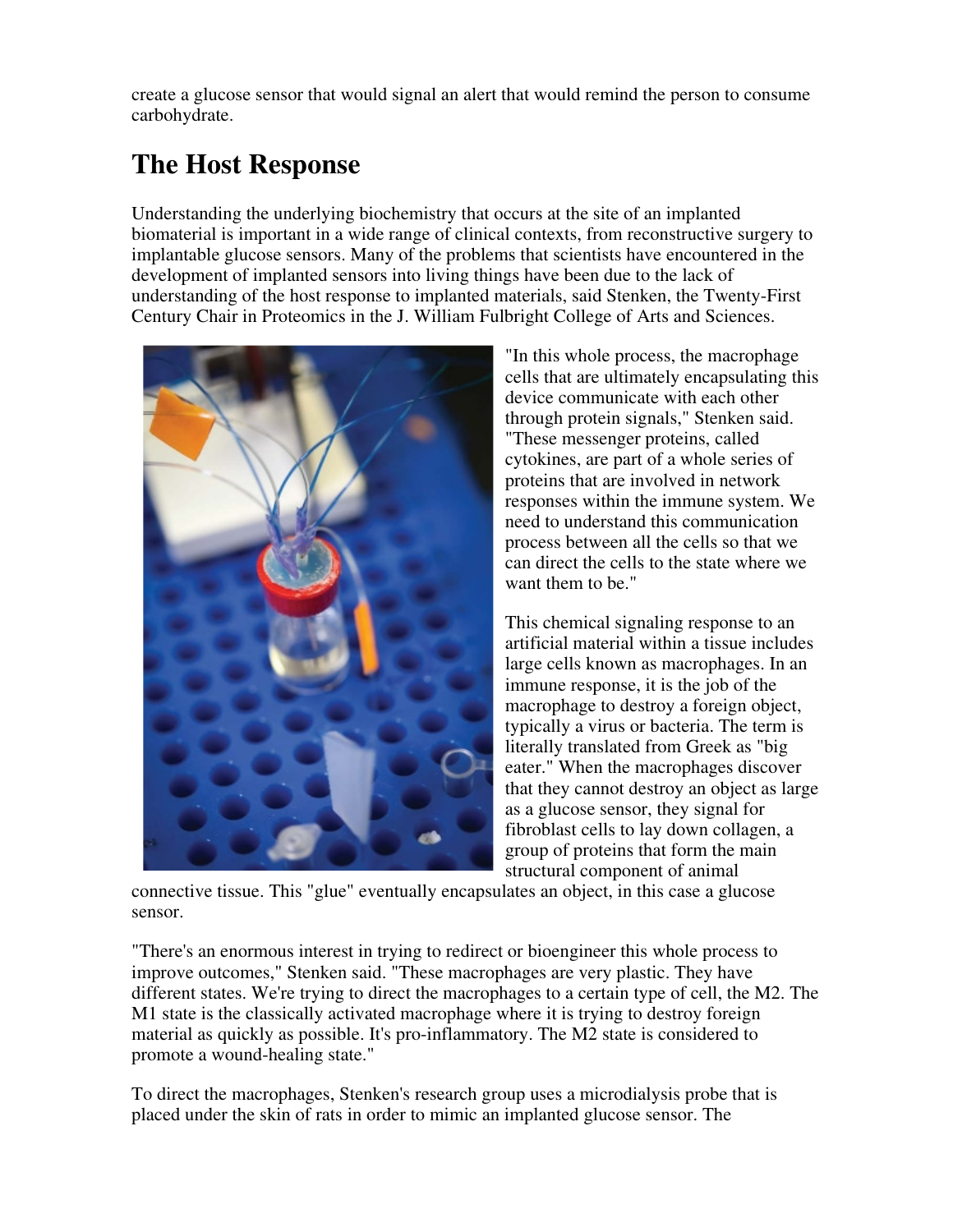create a glucose sensor that would signal an alert that would remind the person to consume carbohydrate.

## The Host Response

Understanding the underlying biochemistry that occurs at the site of an implanted biomaterial is important in a wide range of clinical contexts, from reconstructive surgery to implantable glucose sensors. Many of the problems that scientists have encountered in the development of implanted sensors into living things have been due to the lack of understanding of the host response to implanted materials, said Stenken, the Twenty-First Century Chair in Proteomics in the J. William Fulbright College of Arts and Sciences.

"In this whole process, the macrophage cells that are ultimately encapsulating this device communicate with each other through protein signals," Stenken said. "These messenger proteins, called cytokines, are part of a whole series of proteins that are involved in network responses within the immune system. We need to understand this communication process between all the cells so that we can direct the cells to the state where we want them to be."

This chemical signaling response to an artificial material within a tissue includes large cells known as macrophages. In an immune response, it is the job of the macrophage to destroy a foreign object, typically a virus or bacteria. The term is literally translated from Greek as "big eater." When the macrophages discover that they cannot destroy an object as large as a glucose sensor, they signal for fibroblast cells to lay down collagen, a group of proteins that form the main structural component of animal connective tissue. This "glue" eventually encapsulates an object, in this case a glucose sensor.

"There's an enormous interest in trying to redirect or bioengineer this whole process to improve outcomes," Stenken said. "These macrophages are very plastic. They have different states. We're trying to direct the macrophages to a certain type of cell, the M2. The M1 state is the classically activated macrophage where it is trying to destroy foreign material as quickly as possible. It's pro-inflammatory. The M2 state is considered to promote a wound-healing state."

To direct the macrophages, Stenken's research group uses a microdialysis probe that is placed under the skin of rats in order to mimic an implanted glucose sensor. The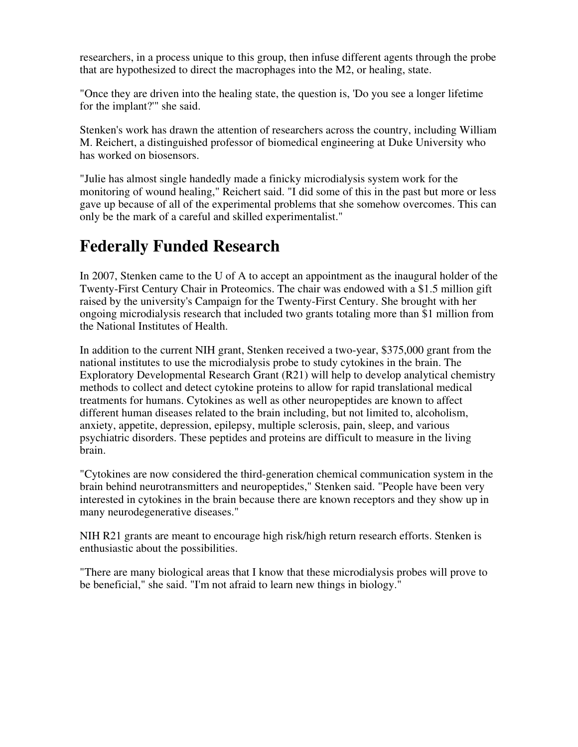researchers, in a process unique to this group, then infuse different agents through the probe that are hypothesized to direct the macrophages into the M2, or healing, state.

"Once they are driven into the healing state, the question is, 'Do you see a longer lifetime for the implant?'" she said.

Stenken's work has drawn the attention of researchers across the country, including William M. Reichert, a distinguished professor of biomedical engineering at Duke University who has worked on biosensors.

"Julie has almost single handedly made a finicky microdialysis system work for the monitoring of wound healing," Reichert said. "I did some of this in the past but more or less gave up because of all of the experimental problems that she somehow overcomes. This can only be the mark of a careful and skilled experimentalist."

# Federally Funded Research

In 2007, Stenken came to the U of A to accept an appointment as the inaugural holder of the Twenty-First Century Chair in Proteomics. The chair was endowed with a $1.5 million gift raised by the university's Campaign for the Twenty-First Century. She brought with her ongoing microdialysis research that included two grants totaling more than $1 million from the National Institutes of Health.

In addition to the current NIH grant, Stenken received a two-year, $375,000 grant from the national institutes to use the microdialysis probe to study cytokines in the brain. The Exploratory Developmental Research Grant (R21) will help to develop analytical chemistry methods to collect and detect cytokine proteins to allow for rapid translational medical treatments for humans. Cytokines as well as other neuropeptides are known to affect different human diseases related to the brain including, but not limited to, alcoholism, anxiety, appetite, depression, epilepsy, multiple sclerosis, pain, sleep, and various psychiatric disorders. These peptides and proteins are difficult to measure in the living brain.

"Cytokines are now considered the third-generation chemical communication system in the brain behind neurotransmitters and neuropeptides," Stenken said. "People have been very interested in cytokines in the brain because there are known receptors and they show up in many neurodegenerative diseases."

NIH R21 grants are meant to encourage high risk/high return research efforts. Stenken is enthusiastic about the possibilities.

"There are many biological areas that I know that these microdialysis probes will prove to be beneficial," she said. "I'm not afraid to learn new things in biology."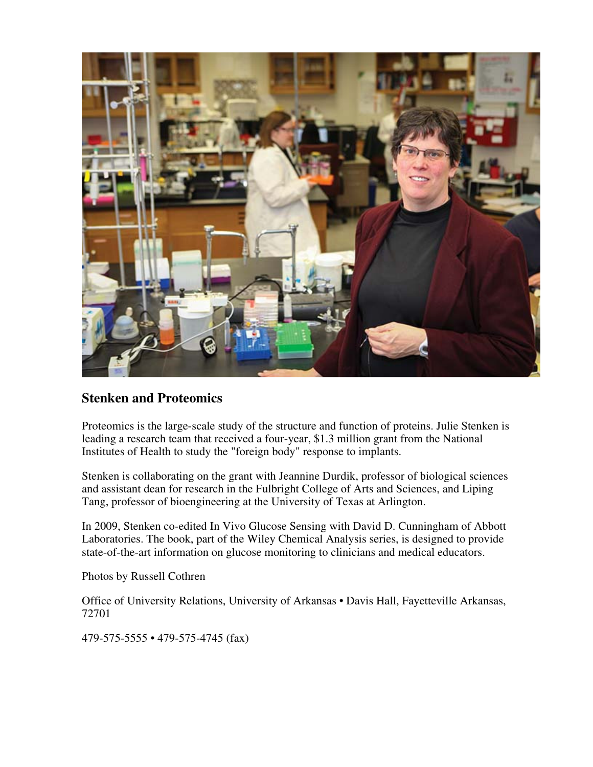## Stenken and Proteomics

Proteomics is the large-scale study of the structure and function of proteins. Julie Stenken is leading a research team that received a four-year, $1.3 million grant from the National Institutes of Health to study the "foreign body" response to implants.

Stenken is collaborating on the grant with Jeannine Durdik, professor of biological sciences and assistant dean for research in the Fulbright College of Arts and Sciences, and Liping Tang, professor of bioengineering at the University of Texas at Arlington.

In 2009, Stenken co-edited In Vivo Glucose Sensing with David D. Cunningham of Abbott Laboratories. The book, part of the Wiley Chemical Analysis series, is designed to provide state-of-the-art information on glucose monitoring to clinicians and medical educators.

Photos by Russell Cothren

Office of University Relations, University of Arkansas • Davis Hall, Fayetteville Arkansas, 72701

479-575-5555 • 479-575-4745 (fax)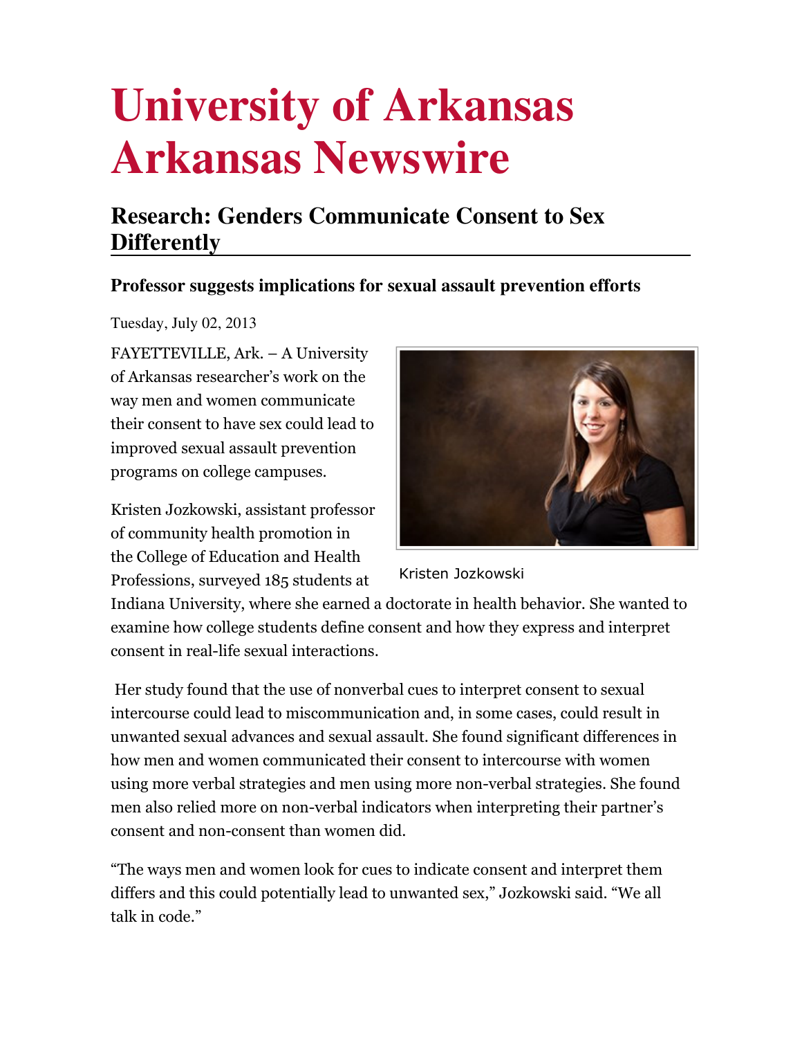# University of Arkansas Arkansas Newswire

## Research: Genders Communicate Consent to Sex Differently

### Professor suggests implications for sexual assault prevention efforts

Tuesday, July 02, 2013

FAYETTEVILLE, Ark. – A University of Arkansas researcher's work on the way men and women communicate their consent to have sex could lead to improved sexual assault prevention programs on college campuses.

Kristen Jozkowski

Kristen Jozkowski, assistant professor of community health promotion in the College of Education and Health Professions, surveyed 185 students at Indiana University, where she earned a doctorate in health behavior. She wanted to examine how college students define consent and how they express and interpret consent in real-life sexual interactions.

Her study found that the use of nonverbal cues to interpret consent to sexual intercourse could lead to miscommunication and, in some cases, could result in unwanted sexual advances and sexual assault. She found significant differences in how men and women communicated their consent to intercourse with women using more verbal strategies and men using more non-verbal strategies. She found men also relied more on non-verbal indicators when interpreting their partner's consent and non-consent than women did.

"The ways men and women look for cues to indicate consent and interpret them differs and this could potentially lead to unwanted sex," Jozkowski said. "We all talk in code."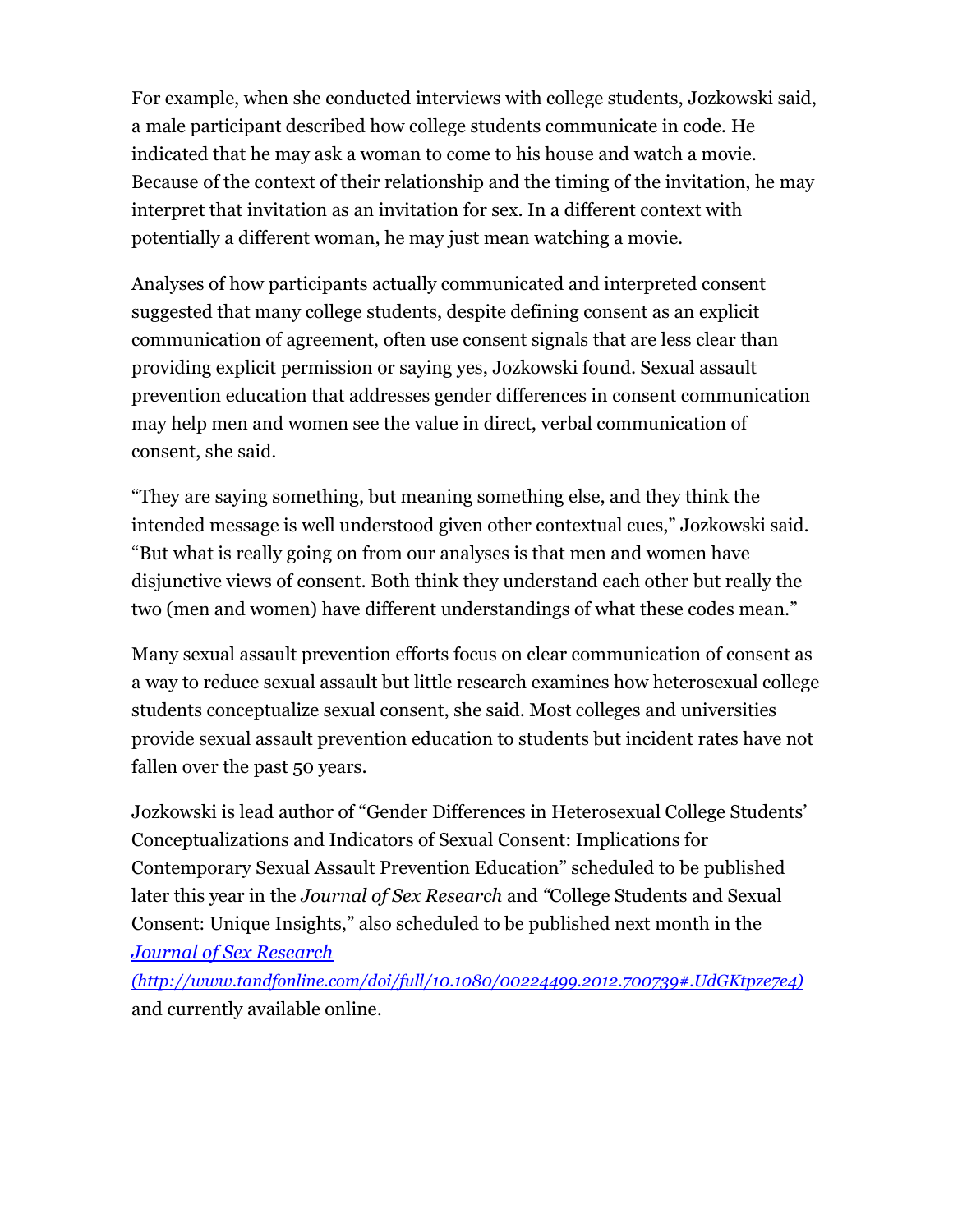For example, when she conducted interviews with college students, Jozkowski said, a male participant described how college students communicate in code. He indicated that he may ask a woman to come to his house and watch a movie. Because of the context of their relationship and the timing of the invitation, he may interpret that invitation as an invitation for sex. In a different context with potentially a different woman, he may just mean watching a movie.

Analyses of how participants actually communicated and interpreted consent suggested that many college students, despite defining consent as an explicit communication of agreement, often use consent signals that are less clear than providing explicit permission or saying yes, Jozkowski found. Sexual assault prevention education that addresses gender differences in consent communication may help men and women see the value in direct, verbal communication of consent, she said.

“They are saying something, but meaning something else, and they think the intended message is well understood given other contextual cues,” Jozkowski said. “But what is really going on from our analyses is that men and women have disjunctive views of consent. Both think they understand each other but really the two (men and women) have different understandings of what these codes mean.”

Many sexual assault prevention efforts focus on clear communication of consent as a way to reduce sexual assault but little research examines how heterosexual college students conceptualize sexual consent, she said. Most colleges and universities provide sexual assault prevention education to students but incident rates have not fallen over the past 50 years.

Jozkowski is lead author of “Gender Differences in Heterosexual College Students’ Conceptualizations and Indicators of Sexual Consent: Implications for Contemporary Sexual Assault Prevention Education” scheduled to be published later this year in the *Journal of Sex Research* and “College Students and Sexual Consent: Unique Insights,” also scheduled to be published next month in the [*Journal of Sex Research*](http://www.tandfonline.com/doi/full/10.1080/00224499.2012.700739#.UdGKtpze7e4) *(http://www.tandfonline.com/doi/full/10.1080/00224499.2012.700739#.UdGKtpze7e4)* and currently available online.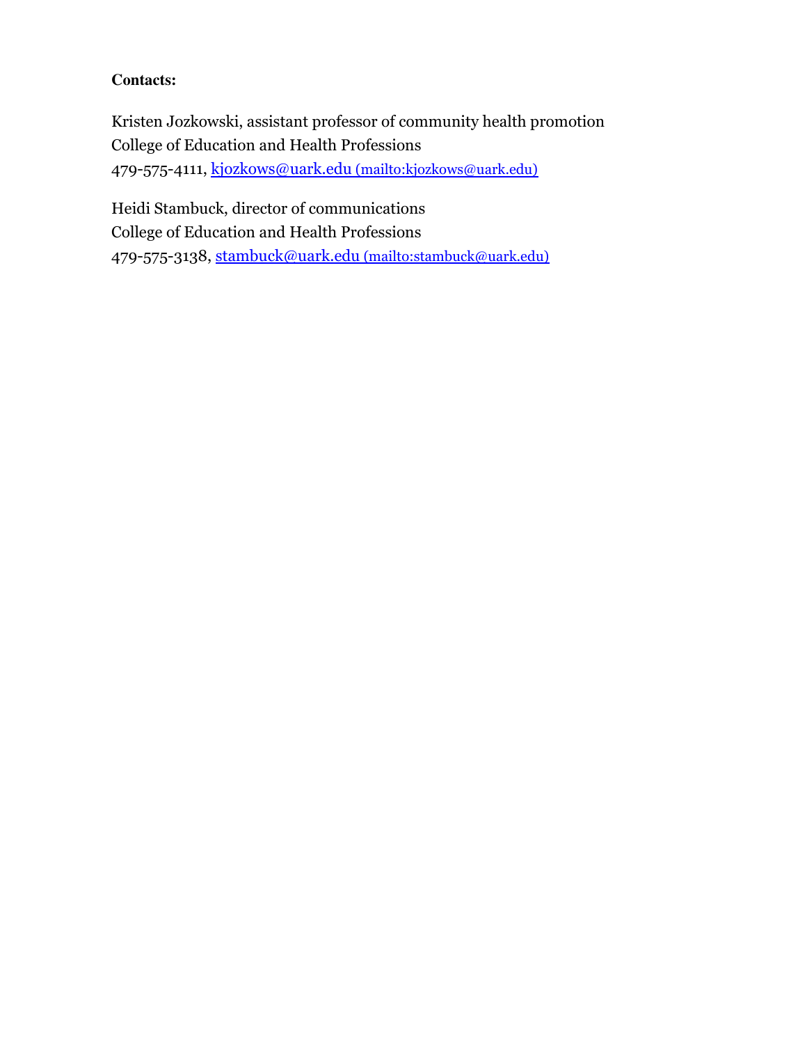**Contacts:**

Kristen Jozkowski, assistant professor of community health promotion
College of Education and Health Professions
479-575-4111, kjozkows@uark.edu (mailto:kjozkows@uark.edu)

Heidi Stambuck, director of communications
College of Education and Health Professions
479-575-3138, stambuck@uark.edu (mailto:stambuck@uark.edu)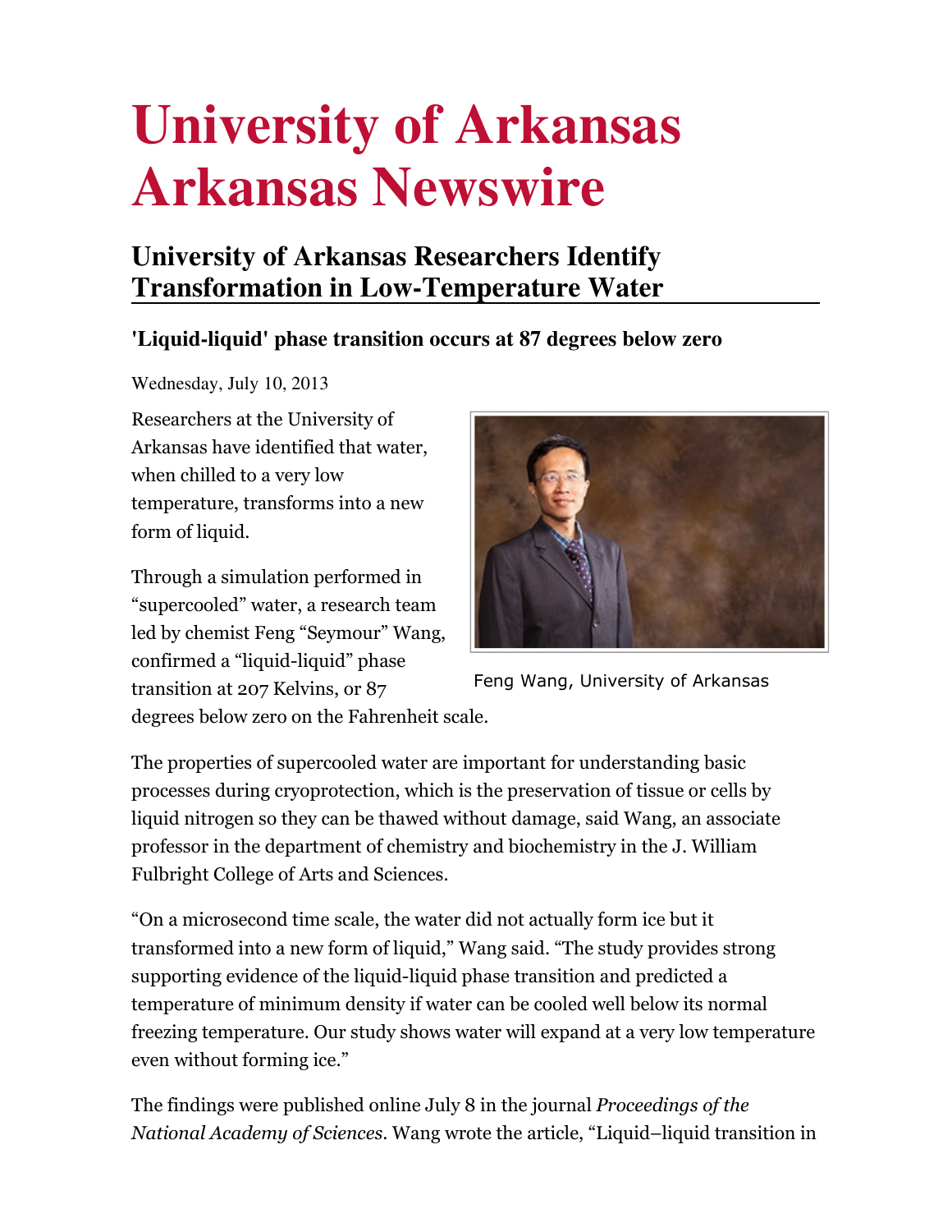# University of Arkansas Arkansas Newswire

## University of Arkansas Researchers Identify Transformation in Low-Temperature Water

### 'Liquid-liquid' phase transition occurs at 87 degrees below zero

Wednesday, July 10, 2013

Researchers at the University of Arkansas have identified that water, when chilled to a very low temperature, transforms into a new form of liquid.

Feng Wang, University of Arkansas

Through a simulation performed in "supercooled" water, a research team led by chemist Feng "Seymour" Wang, confirmed a "liquid-liquid" phase transition at 207 Kelvins, or 87 degrees below zero on the Fahrenheit scale.

The properties of supercooled water are important for understanding basic processes during cryoprotection, which is the preservation of tissue or cells by liquid nitrogen so they can be thawed without damage, said Wang, an associate professor in the department of chemistry and biochemistry in the J. William Fulbright College of Arts and Sciences.

"On a microsecond time scale, the water did not actually form ice but it transformed into a new form of liquid," Wang said. "The study provides strong supporting evidence of the liquid-liquid phase transition and predicted a temperature of minimum density if water can be cooled well below its normal freezing temperature. Our study shows water will expand at a very low temperature even without forming ice."

The findings were published online July 8 in the journal *Proceedings of the National Academy of Sciences*. Wang wrote the article, "Liquid–liquid transition in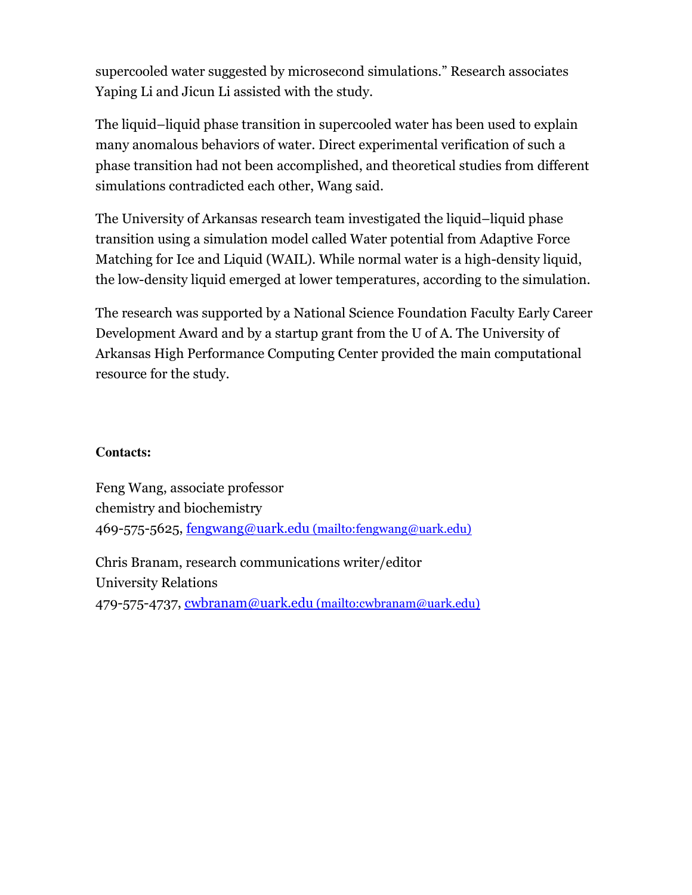supercooled water suggested by microsecond simulations." Research associates Yaping Li and Jicun Li assisted with the study.

The liquid–liquid phase transition in supercooled water has been used to explain many anomalous behaviors of water. Direct experimental verification of such a phase transition had not been accomplished, and theoretical studies from different simulations contradicted each other, Wang said.

The University of Arkansas research team investigated the liquid–liquid phase transition using a simulation model called Water potential from Adaptive Force Matching for Ice and Liquid (WAIL). While normal water is a high-density liquid, the low-density liquid emerged at lower temperatures, according to the simulation.

The research was supported by a National Science Foundation Faculty Early Career Development Award and by a startup grant from the U of A. The University of Arkansas High Performance Computing Center provided the main computational resource for the study.

**Contacts:**

Feng Wang, associate professor
chemistry and biochemistry
469-575-5625, [fengwang@uark.edu (mailto:fengwang@uark.edu)](mailto:fengwang@uark.edu)

Chris Branam, research communications writer/editor
University Relations
479-575-4737, [cwbranam@uark.edu (mailto:cwbranam@uark.edu)](mailto:cwbranam@uark.edu)